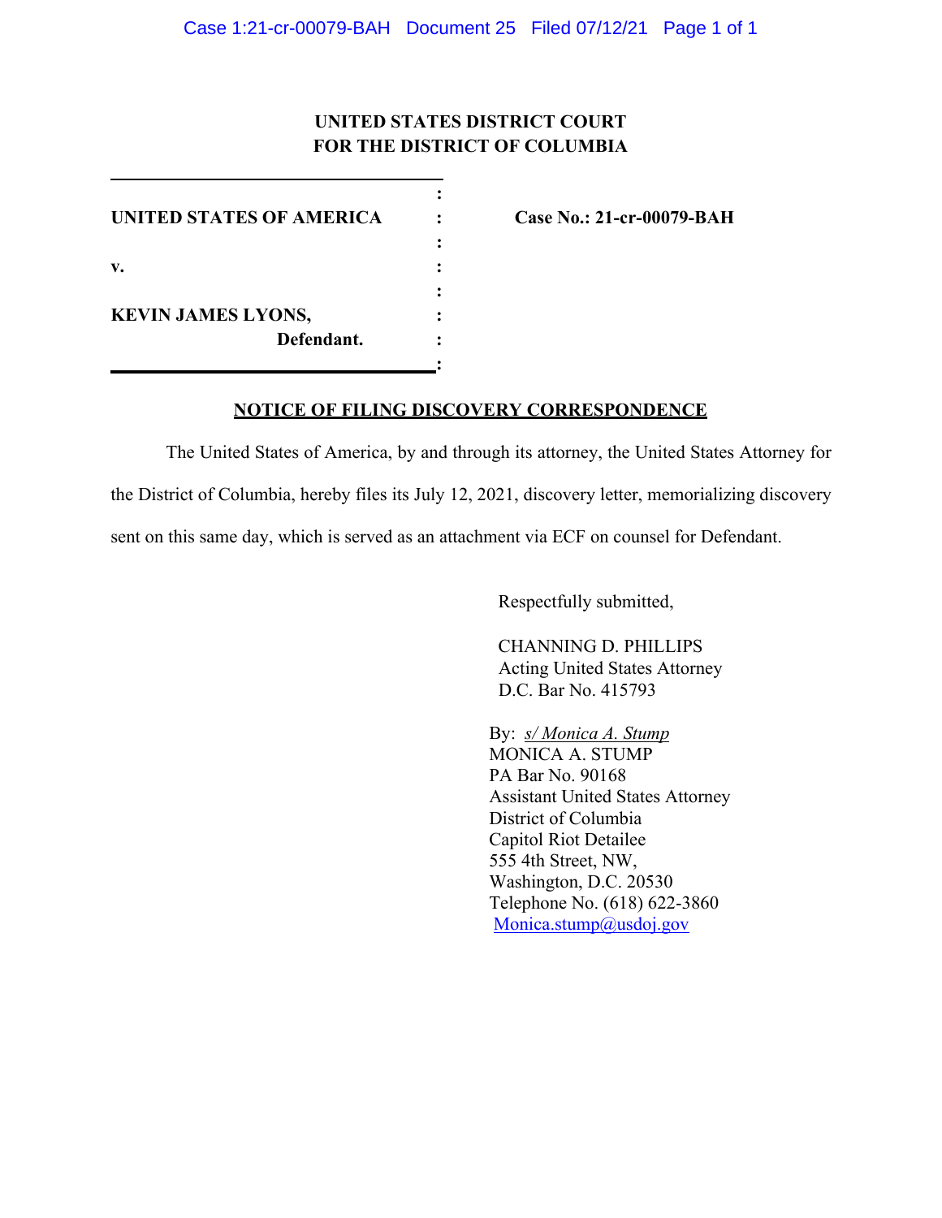**UNITED STATES DISTRICT COURT**
**FOR THE DISTRICT OF COLUMBIA**

| | |
|---|---|
| **UNITED STATES OF AMERICA** | **Case No.: 21-cr-00079-BAH** |
| **v.** | |
| **KEVIN JAMES LYONS,** **Defendant.** | |

## **NOTICE OF FILING DISCOVERY CORRESPONDENCE**

The United States of America, by and through its attorney, the United States Attorney for the District of Columbia, hereby files its July 12, 2021, discovery letter, memorializing discovery sent on this same day, which is served as an attachment via ECF on counsel for Defendant.

Respectfully submitted,

CHANNING D. PHILLIPS
Acting United States Attorney
D.C. Bar No. 415793

By: *s/ Monica A. Stump*
MONICA A. STUMP
PA Bar No. 90168
Assistant United States Attorney
District of Columbia
Capitol Riot Detailee
555 4th Street, NW,
Washington, D.C. 20530
Telephone No. (618) 622-3860
Monica.stump@usdoj.gov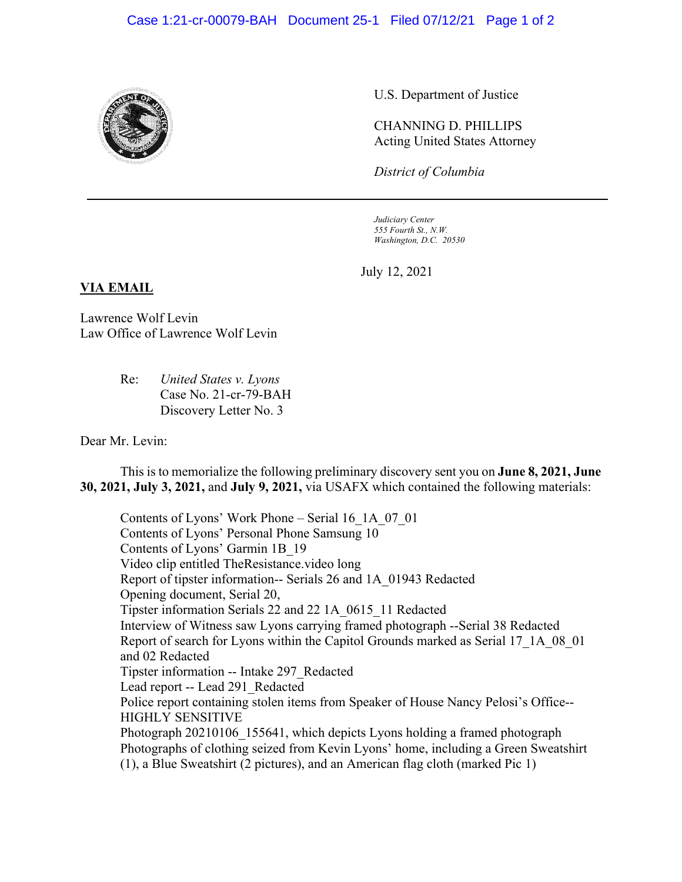U.S. Department of Justice

CHANNING D. PHILLIPS
Acting United States Attorney

*District of Columbia*

---

*Judiciary Center*
*555 Fourth St., N.W.*
*Washington, D.C. 20530*

July 12, 2021

**VIA EMAIL**

Lawrence Wolf Levin
Law Office of Lawrence Wolf Levin

Re: *United States v. Lyons*
Case No. 21-cr-79-BAH
Discovery Letter No. 3

Dear Mr. Levin:

This is to memorialize the following preliminary discovery sent you on **June 8, 2021, June 30, 2021, July 3, 2021,** and **July 9, 2021,** via USAFX which contained the following materials:

Contents of Lyons' Work Phone – Serial 16_1A_07_01
Contents of Lyons' Personal Phone Samsung 10
Contents of Lyons' Garmin 1B_19
Video clip entitled TheResistance.video long
Report of tipster information-- Serials 26 and 1A_01943 Redacted
Opening document, Serial 20,
Tipster information Serials 22 and 22 1A_0615_11 Redacted
Interview of Witness saw Lyons carrying framed photograph --Serial 38 Redacted
Report of search for Lyons within the Capitol Grounds marked as Serial 17_1A_08_01 and 02 Redacted
Tipster information -- Intake 297_Redacted
Lead report -- Lead 291_Redacted
Police report containing stolen items from Speaker of House Nancy Pelosi's Office--HIGHLY SENSITIVE
Photograph 20210106_155641, which depicts Lyons holding a framed photograph
Photographs of clothing seized from Kevin Lyons' home, including a Green Sweatshirt (1), a Blue Sweatshirt (2 pictures), and an American flag cloth (marked Pic 1)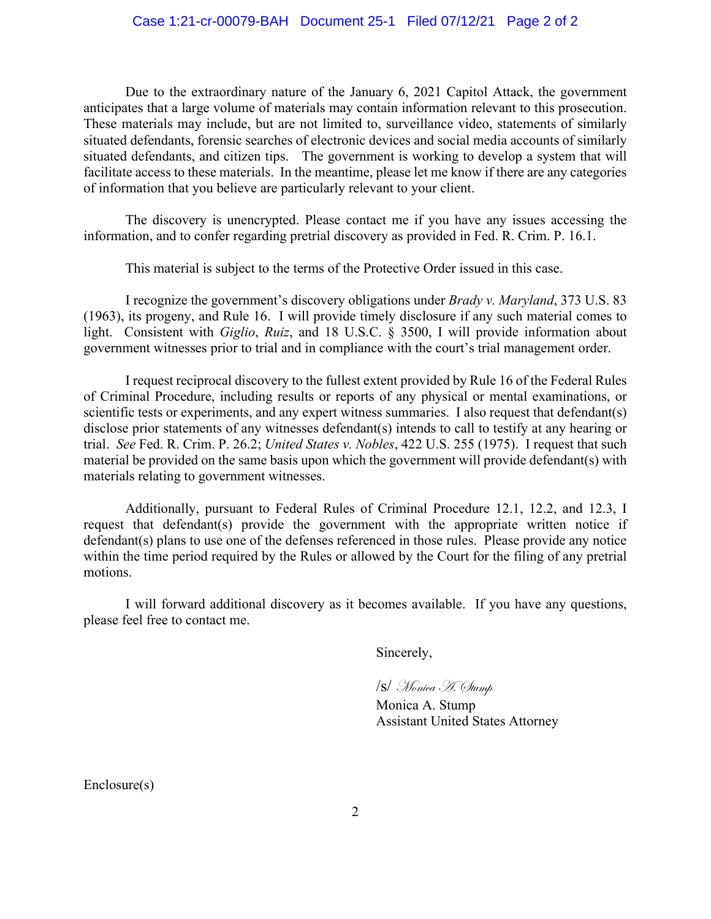Due to the extraordinary nature of the January 6, 2021 Capitol Attack, the government anticipates that a large volume of materials may contain information relevant to this prosecution. These materials may include, but are not limited to, surveillance video, statements of similarly situated defendants, forensic searches of electronic devices and social media accounts of similarly situated defendants, and citizen tips. The government is working to develop a system that will facilitate access to these materials. In the meantime, please let me know if there are any categories of information that you believe are particularly relevant to your client.

The discovery is unencrypted. Please contact me if you have any issues accessing the information, and to confer regarding pretrial discovery as provided in Fed. R. Crim. P. 16.1.

This material is subject to the terms of the Protective Order issued in this case.

I recognize the government's discovery obligations under *Brady v. Maryland*, 373 U.S. 83 (1963), its progeny, and Rule 16. I will provide timely disclosure if any such material comes to light. Consistent with *Giglio*, *Ruiz*, and 18 U.S.C. § 3500, I will provide information about government witnesses prior to trial and in compliance with the court's trial management order.

I request reciprocal discovery to the fullest extent provided by Rule 16 of the Federal Rules of Criminal Procedure, including results or reports of any physical or mental examinations, or scientific tests or experiments, and any expert witness summaries. I also request that defendant(s) disclose prior statements of any witnesses defendant(s) intends to call to testify at any hearing or trial. *See* Fed. R. Crim. P. 26.2; *United States v. Nobles*, 422 U.S. 255 (1975). I request that such material be provided on the same basis upon which the government will provide defendant(s) with materials relating to government witnesses.

Additionally, pursuant to Federal Rules of Criminal Procedure 12.1, 12.2, and 12.3, I request that defendant(s) provide the government with the appropriate written notice if defendant(s) plans to use one of the defenses referenced in those rules. Please provide any notice within the time period required by the Rules or allowed by the Court for the filing of any pretrial motions.

I will forward additional discovery as it becomes available. If you have any questions, please feel free to contact me.

Sincerely,

/s/ *Monica A. Stump*
Monica A. Stump
Assistant United States Attorney

Enclosure(s)